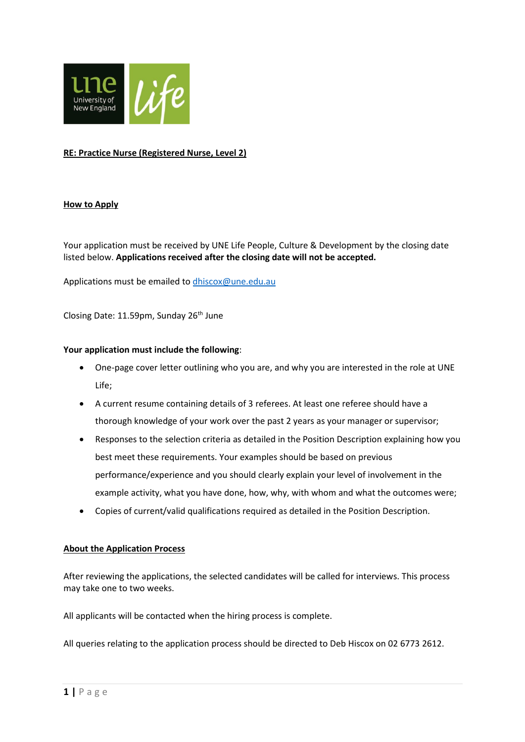**RE: Practice Nurse (Registered Nurse, Level 2)**

## How to Apply

Your application must be received by UNE Life People, Culture & Development by the closing date listed below. **Applications received after the closing date will not be accepted.**

Applications must be emailed to dhiscox@une.edu.au

Closing Date: 11.59pm, Sunday 26th June

**Your application must include the following**:

- One-page cover letter outlining who you are, and why you are interested in the role at UNE Life;
- A current resume containing details of 3 referees. At least one referee should have a thorough knowledge of your work over the past 2 years as your manager or supervisor;
- Responses to the selection criteria as detailed in the Position Description explaining how you best meet these requirements. Your examples should be based on previous performance/experience and you should clearly explain your level of involvement in the example activity, what you have done, how, why, with whom and what the outcomes were;
- Copies of current/valid qualifications required as detailed in the Position Description.

## About the Application Process

After reviewing the applications, the selected candidates will be called for interviews. This process may take one to two weeks.

All applicants will be contacted when the hiring process is complete.

All queries relating to the application process should be directed to Deb Hiscox on 02 6773 2612.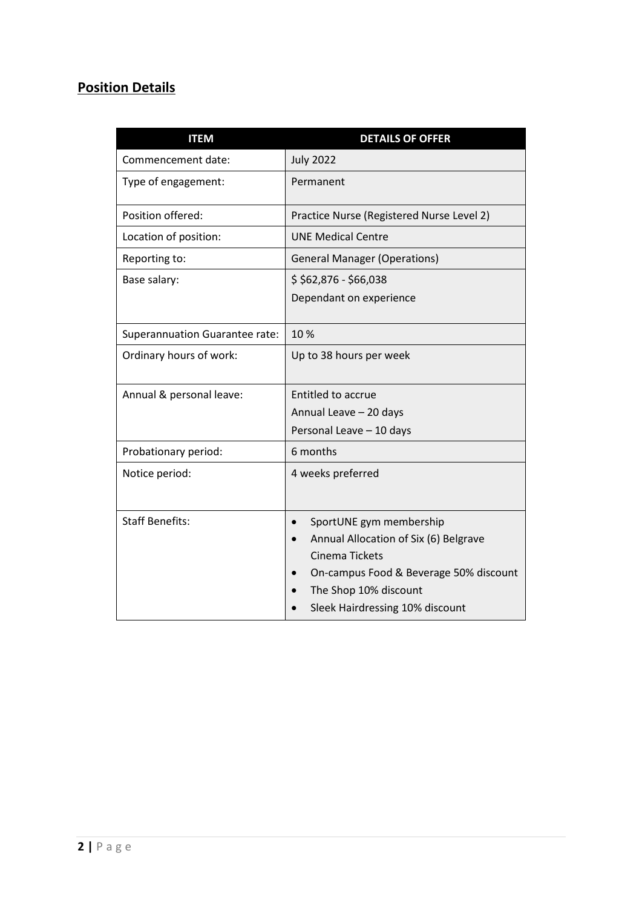## Position Details

| ITEM | DETAILS OF OFFER |
|---|---|
| Commencement date: | July 2022 |
| Type of engagement: | Permanent |
| Position offered: | Practice Nurse (Registered Nurse Level 2) |
| Location of position: | UNE Medical Centre |
| Reporting to: | General Manager (Operations) |
| Base salary: | $ $62,876 - $66,038<br>Dependant on experience |
| Superannuation Guarantee rate: | 10 % |
| Ordinary hours of work: | Up to 38 hours per week |
| Annual & personal leave: | Entitled to accrue<br>Annual Leave – 20 days<br>Personal Leave – 10 days |
| Probationary period: | 6 months |
| Notice period: | 4 weeks preferred |
| Staff Benefits: | • SportUNE gym membership<br>• Annual Allocation of Six (6) Belgrave Cinema Tickets<br>• On-campus Food & Beverage 50% discount<br>• The Shop 10% discount<br>• Sleek Hairdressing 10% discount |